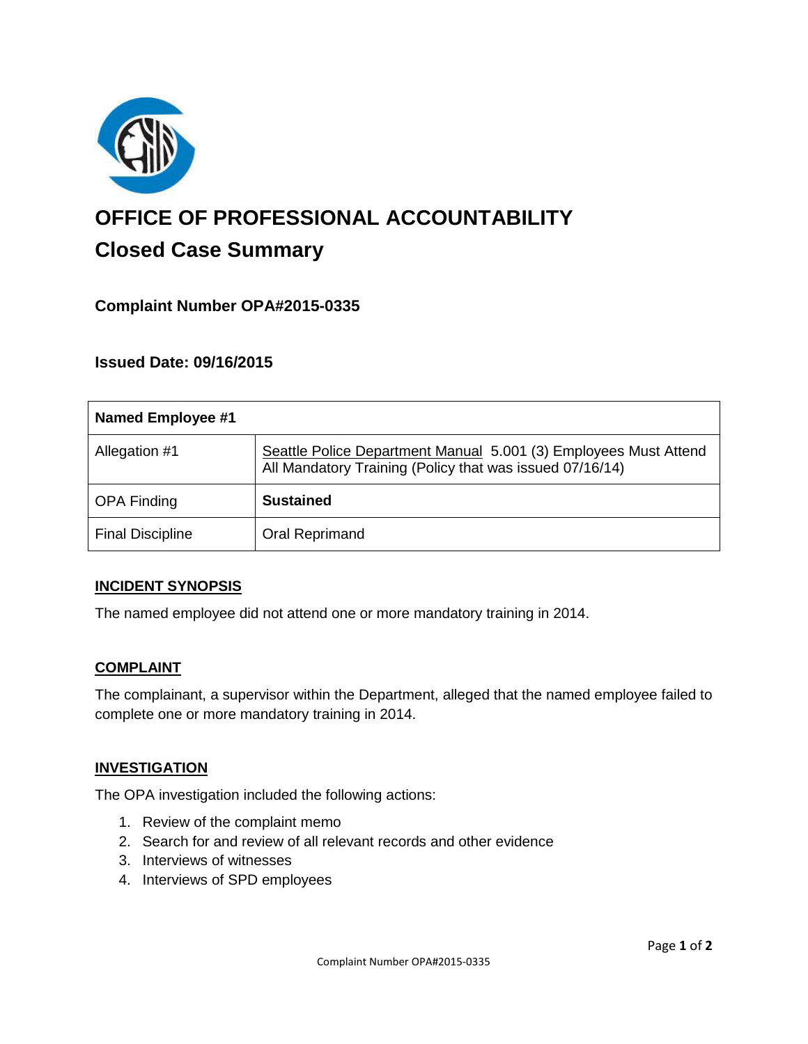# OFFICE OF PROFESSIONAL ACCOUNTABILITY

## Closed Case Summary

### Complaint Number OPA#2015-0335

### Issued Date: 09/16/2015

| Named Employee #1 | |
|---|---|
| Allegation #1 | Seattle Police Department Manual 5.001 (3) Employees Must Attend All Mandatory Training (Policy that was issued 07/16/14) |
| OPA Finding | **Sustained** |
| Final Discipline | Oral Reprimand |

**INCIDENT SYNOPSIS**

The named employee did not attend one or more mandatory training in 2014.

**COMPLAINT**

The complainant, a supervisor within the Department, alleged that the named employee failed to complete one or more mandatory training in 2014.

**INVESTIGATION**

The OPA investigation included the following actions:

1. Review of the complaint memo
2. Search for and review of all relevant records and other evidence
3. Interviews of witnesses
4. Interviews of SPD employees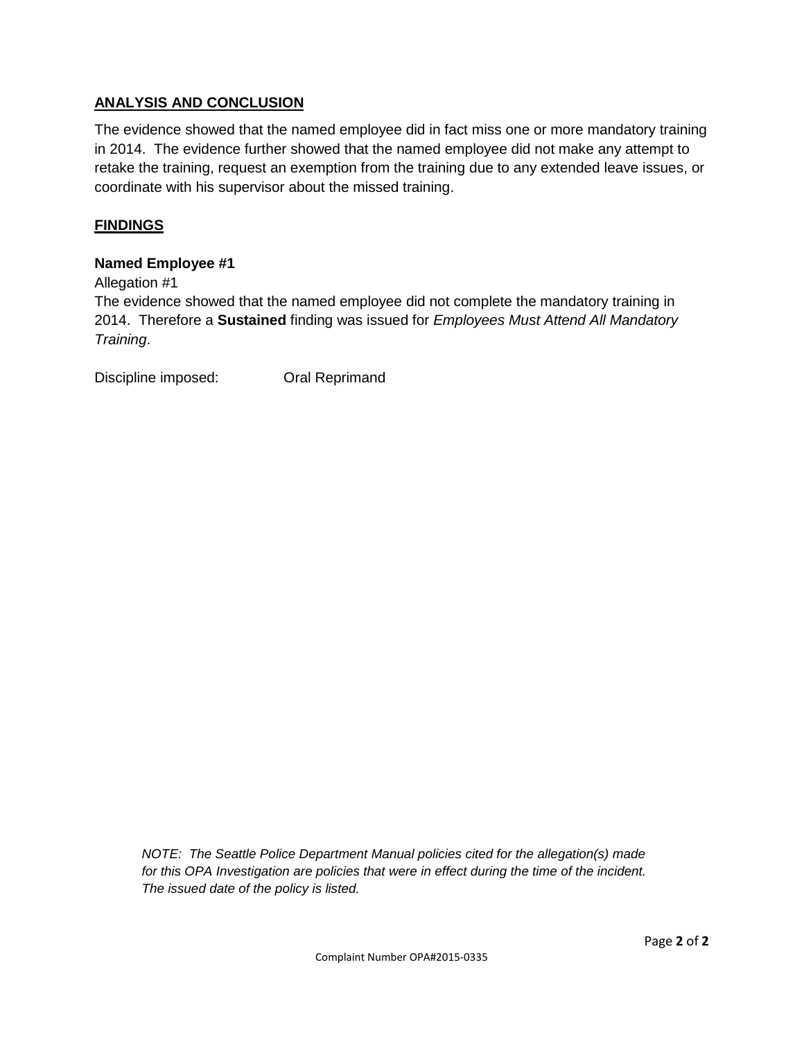## ANALYSIS AND CONCLUSION

The evidence showed that the named employee did in fact miss one or more mandatory training in 2014. The evidence further showed that the named employee did not make any attempt to retake the training, request an exemption from the training due to any extended leave issues, or coordinate with his supervisor about the missed training.

## FINDINGS

**Named Employee #1**

Allegation #1

The evidence showed that the named employee did not complete the mandatory training in 2014. Therefore a **Sustained** finding was issued for *Employees Must Attend All Mandatory Training*.

Discipline imposed: Oral Reprimand

*NOTE: The Seattle Police Department Manual policies cited for the allegation(s) made for this OPA Investigation are policies that were in effect during the time of the incident. The issued date of the policy is listed.*

Complaint Number OPA#2015-0335